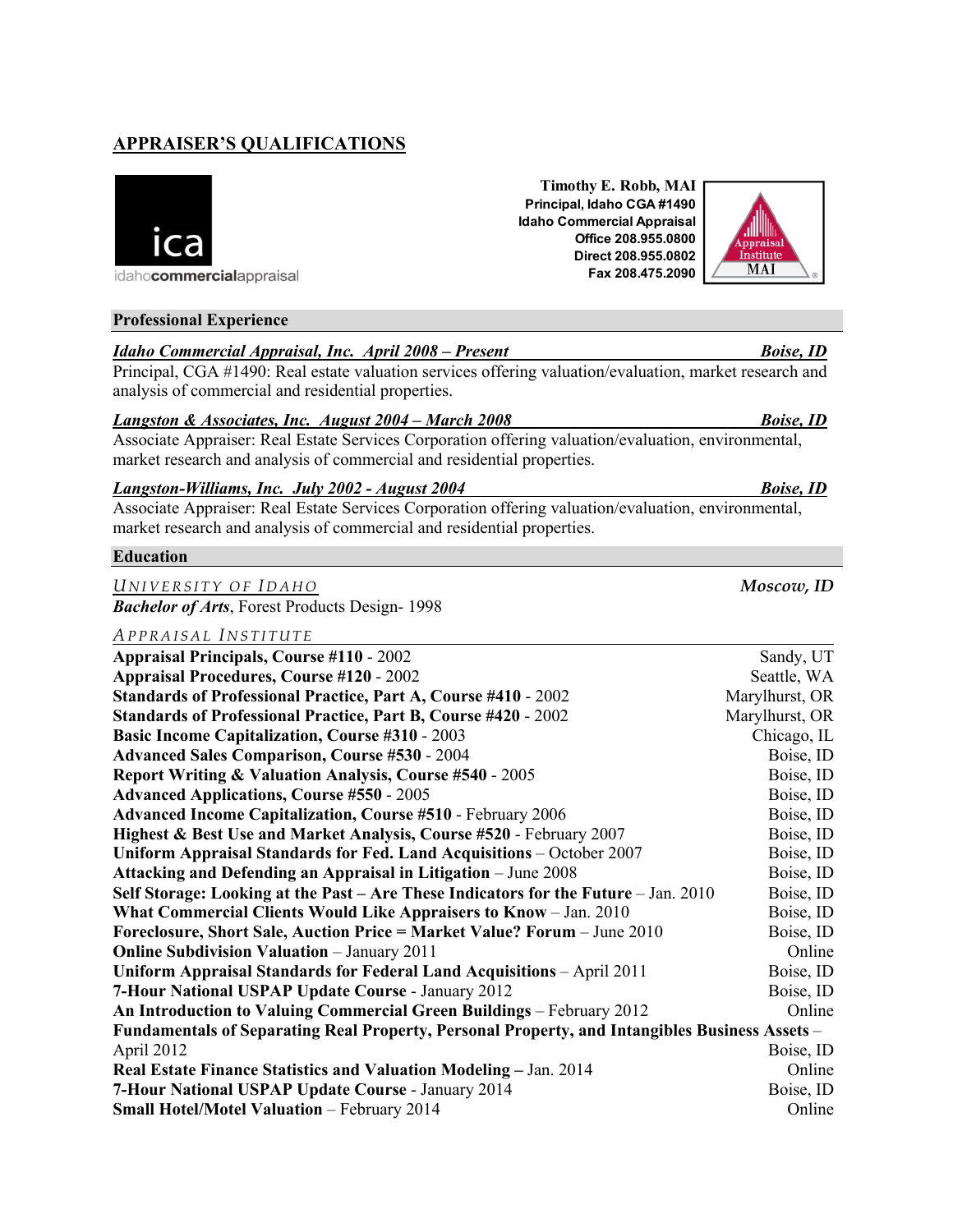# APPRAISER'S QUALIFICATIONS

ica
idahocommercialappraisal

**Timothy E. Robb, MAI**
**Principal, Idaho CGA #1490**
**Idaho Commercial Appraisal**
**Office 208.955.0800**
**Direct 208.955.0802**
**Fax 208.475.2090**

Appraisal Institute MAI

## Professional Experience

***Idaho Commercial Appraisal, Inc. April 2008 – Present*** — ***Boise, ID***
Principal, CGA #1490: Real estate valuation services offering valuation/evaluation, market research and analysis of commercial and residential properties.

***Langston & Associates, Inc. August 2004 – March 2008*** — ***Boise, ID***
Associate Appraiser: Real Estate Services Corporation offering valuation/evaluation, environmental, market research and analysis of commercial and residential properties.

***Langston-Williams, Inc. July 2002 - August 2004*** — ***Boise, ID***
Associate Appraiser: Real Estate Services Corporation offering valuation/evaluation, environmental, market research and analysis of commercial and residential properties.

## Education

*UNIVERSITY OF IDAHO* — *Moscow, ID*
***Bachelor of Arts***, Forest Products Design- 1998

*APPRAISAL INSTITUTE*

| Course | Location |
|---|---|
| **Appraisal Principals, Course #110** - 2002 | Sandy, UT |
| **Appraisal Procedures, Course #120** - 2002 | Seattle, WA |
| **Standards of Professional Practice, Part A, Course #410** - 2002 | Marylhurst, OR |
| **Standards of Professional Practice, Part B, Course #420** - 2002 | Marylhurst, OR |
| **Basic Income Capitalization, Course #310** - 2003 | Chicago, IL |
| **Advanced Sales Comparison, Course #530** - 2004 | Boise, ID |
| **Report Writing & Valuation Analysis, Course #540** - 2005 | Boise, ID |
| **Advanced Applications, Course #550** - 2005 | Boise, ID |
| **Advanced Income Capitalization, Course #510** - February 2006 | Boise, ID |
| **Highest & Best Use and Market Analysis, Course #520** - February 2007 | Boise, ID |
| **Uniform Appraisal Standards for Fed. Land Acquisitions** – October 2007 | Boise, ID |
| **Attacking and Defending an Appraisal in Litigation** – June 2008 | Boise, ID |
| **Self Storage: Looking at the Past – Are These Indicators for the Future** – Jan. 2010 | Boise, ID |
| **What Commercial Clients Would Like Appraisers to Know** – Jan. 2010 | Boise, ID |
| **Foreclosure, Short Sale, Auction Price = Market Value? Forum** – June 2010 | Boise, ID |
| **Online Subdivision Valuation** – January 2011 | Online |
| **Uniform Appraisal Standards for Federal Land Acquisitions** – April 2011 | Boise, ID |
| **7-Hour National USPAP Update Course** - January 2012 | Boise, ID |
| **An Introduction to Valuing Commercial Green Buildings** – February 2012 | Online |
| **Fundamentals of Separating Real Property, Personal Property, and Intangibles Business Assets** – April 2012 | Boise, ID |
| **Real Estate Finance Statistics and Valuation Modeling** – Jan. 2014 | Online |
| **7-Hour National USPAP Update Course** - January 2014 | Boise, ID |
| **Small Hotel/Motel Valuation** – February 2014 | Online |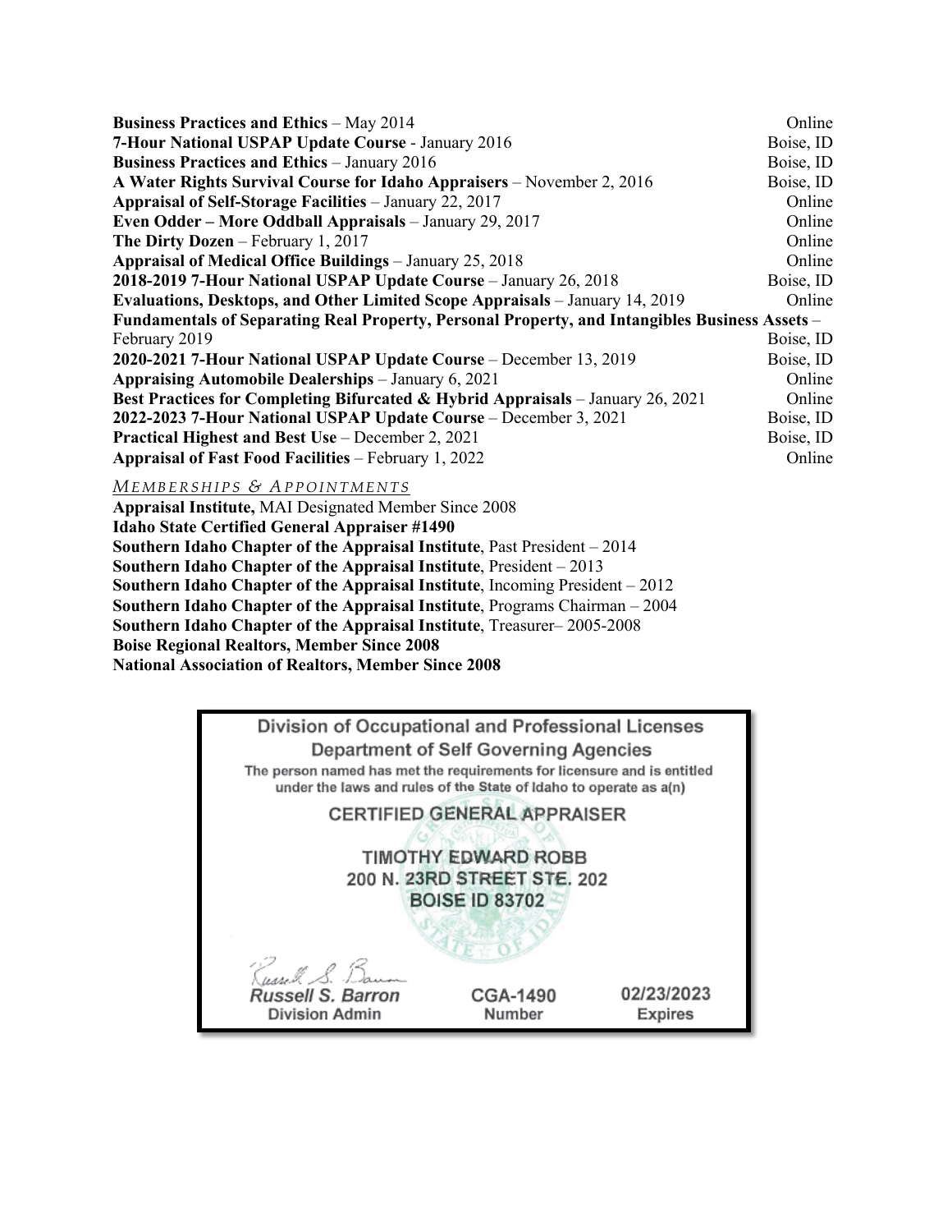| | |
|---|---|
| **Business Practices and Ethics** – May 2014 | Online |
| **7-Hour National USPAP Update Course** - January 2016 | Boise, ID |
| **Business Practices and Ethics** – January 2016 | Boise, ID |
| **A Water Rights Survival Course for Idaho Appraisers** – November 2, 2016 | Boise, ID |
| **Appraisal of Self-Storage Facilities** – January 22, 2017 | Online |
| **Even Odder – More Oddball Appraisals** – January 29, 2017 | Online |
| **The Dirty Dozen** – February 1, 2017 | Online |
| **Appraisal of Medical Office Buildings** – January 25, 2018 | Online |
| **2018-2019 7-Hour National USPAP Update Course** – January 26, 2018 | Boise, ID |
| **Evaluations, Desktops, and Other Limited Scope Appraisals** – January 14, 2019 | Online |
| **Fundamentals of Separating Real Property, Personal Property, and Intangibles Business Assets** – February 2019 | Boise, ID |
| **2020-2021 7-Hour National USPAP Update Course** – December 13, 2019 | Boise, ID |
| **Appraising Automobile Dealerships** – January 6, 2021 | Online |
| **Best Practices for Completing Bifurcated & Hybrid Appraisals** – January 26, 2021 | Online |
| **2022-2023 7-Hour National USPAP Update Course** – December 3, 2021 | Boise, ID |
| **Practical Highest and Best Use** – December 2, 2021 | Boise, ID |
| **Appraisal of Fast Food Facilities** – February 1, 2022 | Online |

*MEMBERSHIPS & APPOINTMENTS*

**Appraisal Institute,** MAI Designated Member Since 2008
**Idaho State Certified General Appraiser #1490**
**Southern Idaho Chapter of the Appraisal Institute**, Past President – 2014
**Southern Idaho Chapter of the Appraisal Institute**, President – 2013
**Southern Idaho Chapter of the Appraisal Institute**, Incoming President – 2012
**Southern Idaho Chapter of the Appraisal Institute**, Programs Chairman – 2004
**Southern Idaho Chapter of the Appraisal Institute**, Treasurer– 2005-2008
**Boise Regional Realtors, Member Since 2008**
**National Association of Realtors, Member Since 2008**

Division of Occupational and Professional Licenses
Department of Self Governing Agencies
The person named has met the requirements for licensure and is entitled under the laws and rules of the State of Idaho to operate as a(n)

CERTIFIED GENERAL APPRAISER

TIMOTHY EDWARD ROBB
200 N. 23RD STREET STE. 202
BOISE ID 83702

| | | |
|---|---|---|
| Russell S. Barron | CGA-1490 | 02/23/2023 |
| Division Admin | Number | Expires |